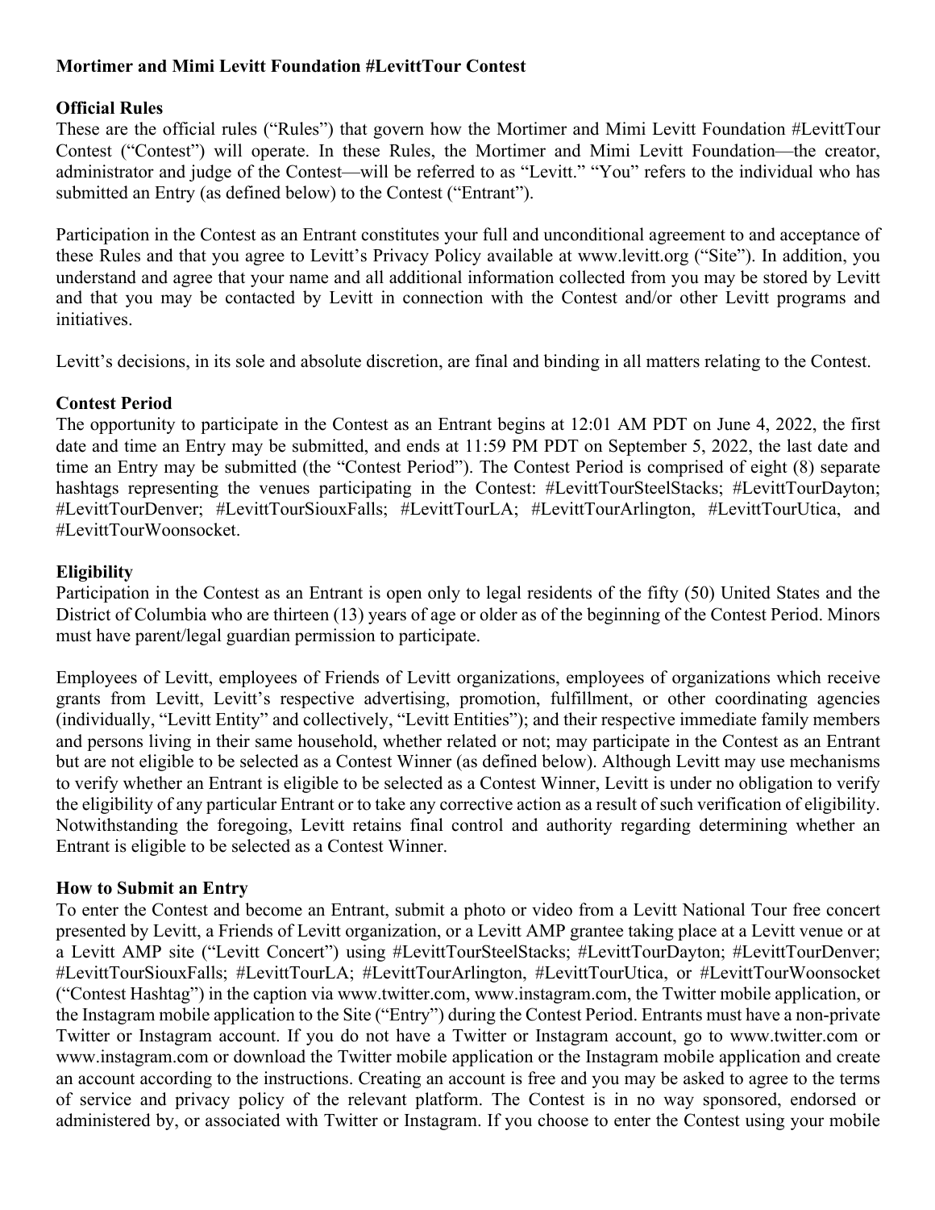**Mortimer and Mimi Levitt Foundation #LevittTour Contest**

**Official Rules**

These are the official rules ("Rules") that govern how the Mortimer and Mimi Levitt Foundation #LevittTour Contest ("Contest") will operate. In these Rules, the Mortimer and Mimi Levitt Foundation—the creator, administrator and judge of the Contest—will be referred to as "Levitt." "You" refers to the individual who has submitted an Entry (as defined below) to the Contest ("Entrant").

Participation in the Contest as an Entrant constitutes your full and unconditional agreement to and acceptance of these Rules and that you agree to Levitt's Privacy Policy available at www.levitt.org ("Site"). In addition, you understand and agree that your name and all additional information collected from you may be stored by Levitt and that you may be contacted by Levitt in connection with the Contest and/or other Levitt programs and initiatives.

Levitt's decisions, in its sole and absolute discretion, are final and binding in all matters relating to the Contest.

**Contest Period**

The opportunity to participate in the Contest as an Entrant begins at 12:01 AM PDT on June 4, 2022, the first date and time an Entry may be submitted, and ends at 11:59 PM PDT on September 5, 2022, the last date and time an Entry may be submitted (the "Contest Period"). The Contest Period is comprised of eight (8) separate hashtags representing the venues participating in the Contest: #LevittTourSteelStacks; #LevittTourDayton; #LevittTourDenver; #LevittTourSiouxFalls; #LevittTourLA; #LevittTourArlington, #LevittTourUtica, and #LevittTourWoonsocket.

**Eligibility**

Participation in the Contest as an Entrant is open only to legal residents of the fifty (50) United States and the District of Columbia who are thirteen (13) years of age or older as of the beginning of the Contest Period. Minors must have parent/legal guardian permission to participate.

Employees of Levitt, employees of Friends of Levitt organizations, employees of organizations which receive grants from Levitt, Levitt's respective advertising, promotion, fulfillment, or other coordinating agencies (individually, "Levitt Entity" and collectively, "Levitt Entities"); and their respective immediate family members and persons living in their same household, whether related or not; may participate in the Contest as an Entrant but are not eligible to be selected as a Contest Winner (as defined below). Although Levitt may use mechanisms to verify whether an Entrant is eligible to be selected as a Contest Winner, Levitt is under no obligation to verify the eligibility of any particular Entrant or to take any corrective action as a result of such verification of eligibility. Notwithstanding the foregoing, Levitt retains final control and authority regarding determining whether an Entrant is eligible to be selected as a Contest Winner.

**How to Submit an Entry**

To enter the Contest and become an Entrant, submit a photo or video from a Levitt National Tour free concert presented by Levitt, a Friends of Levitt organization, or a Levitt AMP grantee taking place at a Levitt venue or at a Levitt AMP site ("Levitt Concert") using #LevittTourSteelStacks; #LevittTourDayton; #LevittTourDenver; #LevittTourSiouxFalls; #LevittTourLA; #LevittTourArlington, #LevittTourUtica, or #LevittTourWoonsocket ("Contest Hashtag") in the caption via www.twitter.com, www.instagram.com, the Twitter mobile application, or the Instagram mobile application to the Site ("Entry") during the Contest Period. Entrants must have a non-private Twitter or Instagram account. If you do not have a Twitter or Instagram account, go to www.twitter.com or www.instagram.com or download the Twitter mobile application or the Instagram mobile application and create an account according to the instructions. Creating an account is free and you may be asked to agree to the terms of service and privacy policy of the relevant platform. The Contest is in no way sponsored, endorsed or administered by, or associated with Twitter or Instagram. If you choose to enter the Contest using your mobile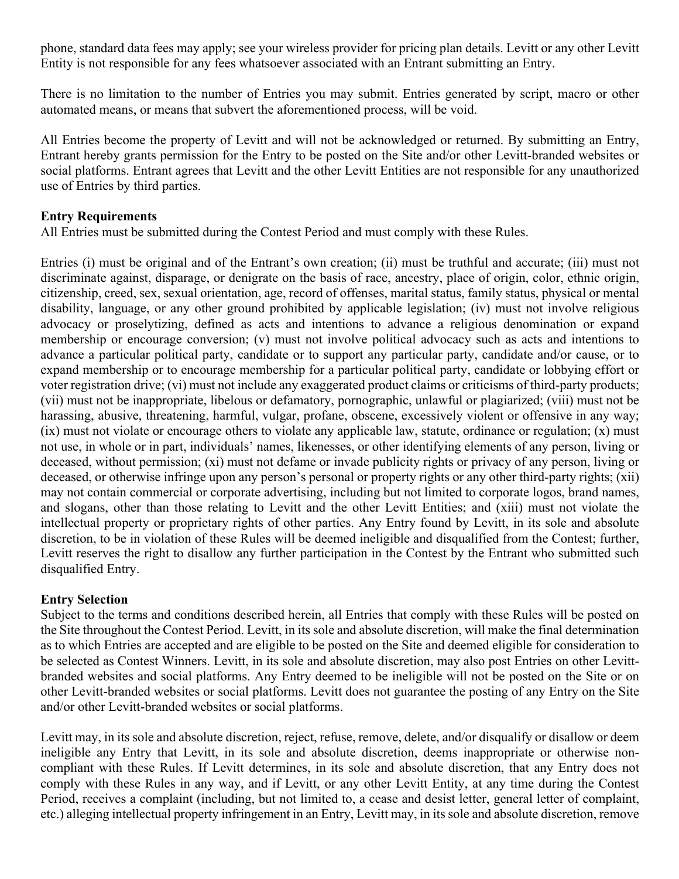phone, standard data fees may apply; see your wireless provider for pricing plan details. Levitt or any other Levitt Entity is not responsible for any fees whatsoever associated with an Entrant submitting an Entry.

There is no limitation to the number of Entries you may submit. Entries generated by script, macro or other automated means, or means that subvert the aforementioned process, will be void.

All Entries become the property of Levitt and will not be acknowledged or returned. By submitting an Entry, Entrant hereby grants permission for the Entry to be posted on the Site and/or other Levitt-branded websites or social platforms. Entrant agrees that Levitt and the other Levitt Entities are not responsible for any unauthorized use of Entries by third parties.

**Entry Requirements**
All Entries must be submitted during the Contest Period and must comply with these Rules.

Entries (i) must be original and of the Entrant's own creation; (ii) must be truthful and accurate; (iii) must not discriminate against, disparage, or denigrate on the basis of race, ancestry, place of origin, color, ethnic origin, citizenship, creed, sex, sexual orientation, age, record of offenses, marital status, family status, physical or mental disability, language, or any other ground prohibited by applicable legislation; (iv) must not involve religious advocacy or proselytizing, defined as acts and intentions to advance a religious denomination or expand membership or encourage conversion; (v) must not involve political advocacy such as acts and intentions to advance a particular political party, candidate or to support any particular party, candidate and/or cause, or to expand membership or to encourage membership for a particular political party, candidate or lobbying effort or voter registration drive; (vi) must not include any exaggerated product claims or criticisms of third-party products; (vii) must not be inappropriate, libelous or defamatory, pornographic, unlawful or plagiarized; (viii) must not be harassing, abusive, threatening, harmful, vulgar, profane, obscene, excessively violent or offensive in any way; (ix) must not violate or encourage others to violate any applicable law, statute, ordinance or regulation; (x) must not use, in whole or in part, individuals' names, likenesses, or other identifying elements of any person, living or deceased, without permission; (xi) must not defame or invade publicity rights or privacy of any person, living or deceased, or otherwise infringe upon any person's personal or property rights or any other third-party rights; (xii) may not contain commercial or corporate advertising, including but not limited to corporate logos, brand names, and slogans, other than those relating to Levitt and the other Levitt Entities; and (xiii) must not violate the intellectual property or proprietary rights of other parties. Any Entry found by Levitt, in its sole and absolute discretion, to be in violation of these Rules will be deemed ineligible and disqualified from the Contest; further, Levitt reserves the right to disallow any further participation in the Contest by the Entrant who submitted such disqualified Entry.

**Entry Selection**
Subject to the terms and conditions described herein, all Entries that comply with these Rules will be posted on the Site throughout the Contest Period. Levitt, in its sole and absolute discretion, will make the final determination as to which Entries are accepted and are eligible to be posted on the Site and deemed eligible for consideration to be selected as Contest Winners. Levitt, in its sole and absolute discretion, may also post Entries on other Levitt-branded websites and social platforms. Any Entry deemed to be ineligible will not be posted on the Site or on other Levitt-branded websites or social platforms. Levitt does not guarantee the posting of any Entry on the Site and/or other Levitt-branded websites or social platforms.

Levitt may, in its sole and absolute discretion, reject, refuse, remove, delete, and/or disqualify or disallow or deem ineligible any Entry that Levitt, in its sole and absolute discretion, deems inappropriate or otherwise non-compliant with these Rules. If Levitt determines, in its sole and absolute discretion, that any Entry does not comply with these Rules in any way, and if Levitt, or any other Levitt Entity, at any time during the Contest Period, receives a complaint (including, but not limited to, a cease and desist letter, general letter of complaint, etc.) alleging intellectual property infringement in an Entry, Levitt may, in its sole and absolute discretion, remove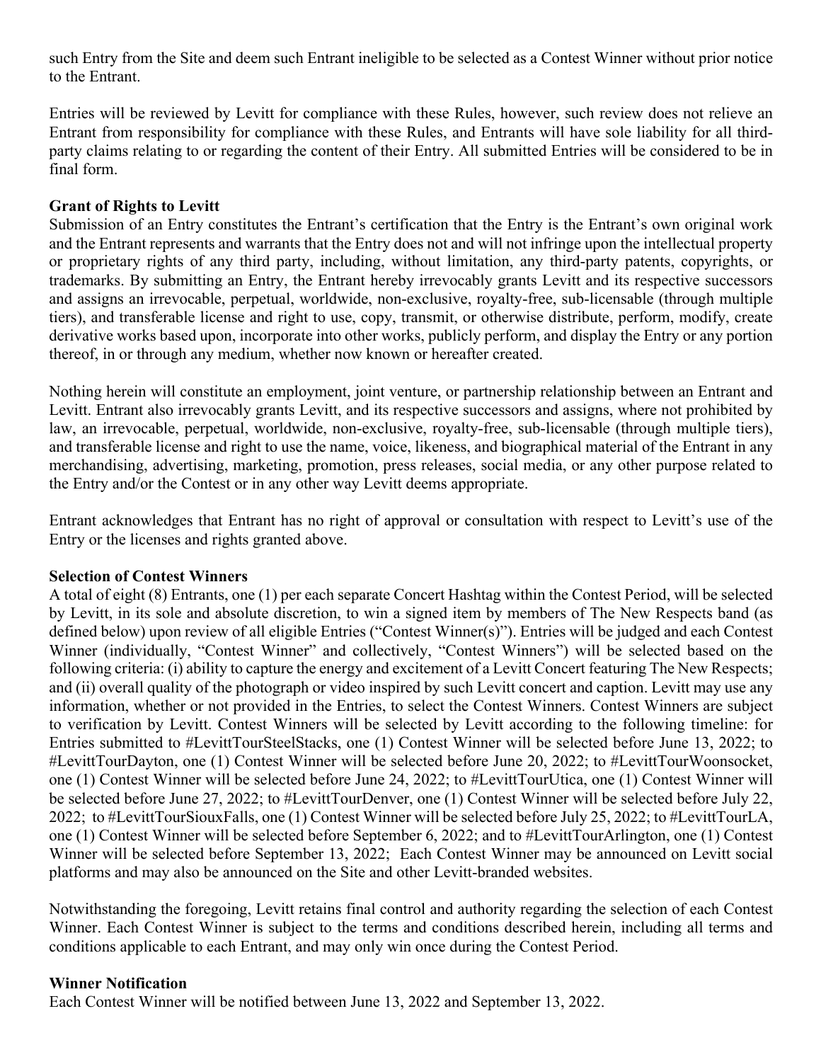such Entry from the Site and deem such Entrant ineligible to be selected as a Contest Winner without prior notice to the Entrant.

Entries will be reviewed by Levitt for compliance with these Rules, however, such review does not relieve an Entrant from responsibility for compliance with these Rules, and Entrants will have sole liability for all third-party claims relating to or regarding the content of their Entry. All submitted Entries will be considered to be in final form.

**Grant of Rights to Levitt**

Submission of an Entry constitutes the Entrant's certification that the Entry is the Entrant's own original work and the Entrant represents and warrants that the Entry does not and will not infringe upon the intellectual property or proprietary rights of any third party, including, without limitation, any third-party patents, copyrights, or trademarks. By submitting an Entry, the Entrant hereby irrevocably grants Levitt and its respective successors and assigns an irrevocable, perpetual, worldwide, non-exclusive, royalty-free, sub-licensable (through multiple tiers), and transferable license and right to use, copy, transmit, or otherwise distribute, perform, modify, create derivative works based upon, incorporate into other works, publicly perform, and display the Entry or any portion thereof, in or through any medium, whether now known or hereafter created.

Nothing herein will constitute an employment, joint venture, or partnership relationship between an Entrant and Levitt. Entrant also irrevocably grants Levitt, and its respective successors and assigns, where not prohibited by law, an irrevocable, perpetual, worldwide, non-exclusive, royalty-free, sub-licensable (through multiple tiers), and transferable license and right to use the name, voice, likeness, and biographical material of the Entrant in any merchandising, advertising, marketing, promotion, press releases, social media, or any other purpose related to the Entry and/or the Contest or in any other way Levitt deems appropriate.

Entrant acknowledges that Entrant has no right of approval or consultation with respect to Levitt's use of the Entry or the licenses and rights granted above.

**Selection of Contest Winners**

A total of eight (8) Entrants, one (1) per each separate Concert Hashtag within the Contest Period, will be selected by Levitt, in its sole and absolute discretion, to win a signed item by members of The New Respects band (as defined below) upon review of all eligible Entries ("Contest Winner(s)"). Entries will be judged and each Contest Winner (individually, "Contest Winner" and collectively, "Contest Winners") will be selected based on the following criteria: (i) ability to capture the energy and excitement of a Levitt Concert featuring The New Respects; and (ii) overall quality of the photograph or video inspired by such Levitt concert and caption. Levitt may use any information, whether or not provided in the Entries, to select the Contest Winners. Contest Winners are subject to verification by Levitt. Contest Winners will be selected by Levitt according to the following timeline: for Entries submitted to #LevittTourSteelStacks, one (1) Contest Winner will be selected before June 13, 2022; to #LevittTourDayton, one (1) Contest Winner will be selected before June 20, 2022; to #LevittTourWoonsocket, one (1) Contest Winner will be selected before June 24, 2022; to #LevittTourUtica, one (1) Contest Winner will be selected before June 27, 2022; to #LevittTourDenver, one (1) Contest Winner will be selected before July 22, 2022; to #LevittTourSiouxFalls, one (1) Contest Winner will be selected before July 25, 2022; to #LevittTourLA, one (1) Contest Winner will be selected before September 6, 2022; and to #LevittTourArlington, one (1) Contest Winner will be selected before September 13, 2022; Each Contest Winner may be announced on Levitt social platforms and may also be announced on the Site and other Levitt-branded websites.

Notwithstanding the foregoing, Levitt retains final control and authority regarding the selection of each Contest Winner. Each Contest Winner is subject to the terms and conditions described herein, including all terms and conditions applicable to each Entrant, and may only win once during the Contest Period.

**Winner Notification**

Each Contest Winner will be notified between June 13, 2022 and September 13, 2022.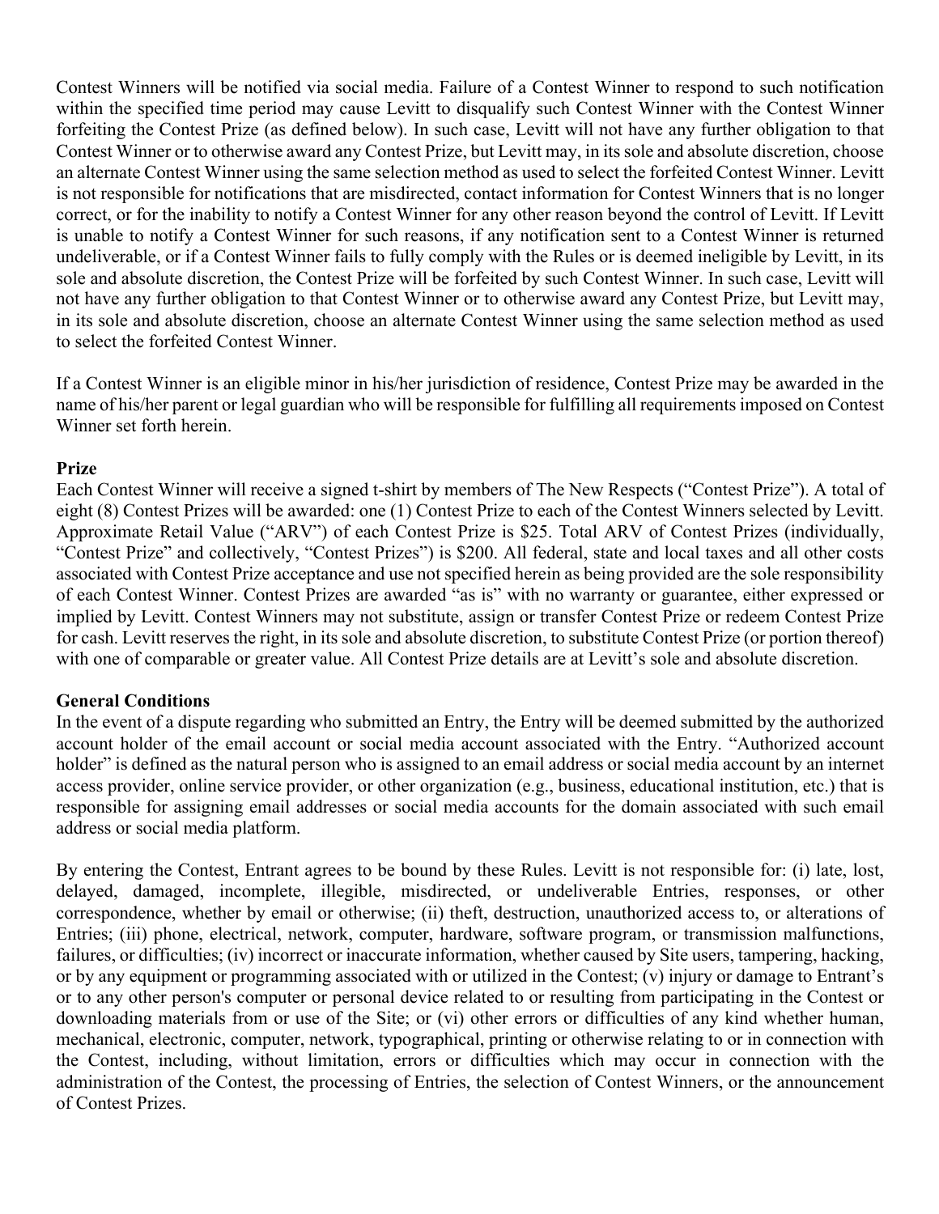Contest Winners will be notified via social media. Failure of a Contest Winner to respond to such notification within the specified time period may cause Levitt to disqualify such Contest Winner with the Contest Winner forfeiting the Contest Prize (as defined below). In such case, Levitt will not have any further obligation to that Contest Winner or to otherwise award any Contest Prize, but Levitt may, in its sole and absolute discretion, choose an alternate Contest Winner using the same selection method as used to select the forfeited Contest Winner. Levitt is not responsible for notifications that are misdirected, contact information for Contest Winners that is no longer correct, or for the inability to notify a Contest Winner for any other reason beyond the control of Levitt. If Levitt is unable to notify a Contest Winner for such reasons, if any notification sent to a Contest Winner is returned undeliverable, or if a Contest Winner fails to fully comply with the Rules or is deemed ineligible by Levitt, in its sole and absolute discretion, the Contest Prize will be forfeited by such Contest Winner. In such case, Levitt will not have any further obligation to that Contest Winner or to otherwise award any Contest Prize, but Levitt may, in its sole and absolute discretion, choose an alternate Contest Winner using the same selection method as used to select the forfeited Contest Winner.

If a Contest Winner is an eligible minor in his/her jurisdiction of residence, Contest Prize may be awarded in the name of his/her parent or legal guardian who will be responsible for fulfilling all requirements imposed on Contest Winner set forth herein.

**Prize**

Each Contest Winner will receive a signed t-shirt by members of The New Respects ("Contest Prize"). A total of eight (8) Contest Prizes will be awarded: one (1) Contest Prize to each of the Contest Winners selected by Levitt. Approximate Retail Value ("ARV") of each Contest Prize is $25. Total ARV of Contest Prizes (individually, "Contest Prize" and collectively, "Contest Prizes") is $200. All federal, state and local taxes and all other costs associated with Contest Prize acceptance and use not specified herein as being provided are the sole responsibility of each Contest Winner. Contest Prizes are awarded "as is" with no warranty or guarantee, either expressed or implied by Levitt. Contest Winners may not substitute, assign or transfer Contest Prize or redeem Contest Prize for cash. Levitt reserves the right, in its sole and absolute discretion, to substitute Contest Prize (or portion thereof) with one of comparable or greater value. All Contest Prize details are at Levitt's sole and absolute discretion.

**General Conditions**

In the event of a dispute regarding who submitted an Entry, the Entry will be deemed submitted by the authorized account holder of the email account or social media account associated with the Entry. "Authorized account holder" is defined as the natural person who is assigned to an email address or social media account by an internet access provider, online service provider, or other organization (e.g., business, educational institution, etc.) that is responsible for assigning email addresses or social media accounts for the domain associated with such email address or social media platform.

By entering the Contest, Entrant agrees to be bound by these Rules. Levitt is not responsible for: (i) late, lost, delayed, damaged, incomplete, illegible, misdirected, or undeliverable Entries, responses, or other correspondence, whether by email or otherwise; (ii) theft, destruction, unauthorized access to, or alterations of Entries; (iii) phone, electrical, network, computer, hardware, software program, or transmission malfunctions, failures, or difficulties; (iv) incorrect or inaccurate information, whether caused by Site users, tampering, hacking, or by any equipment or programming associated with or utilized in the Contest; (v) injury or damage to Entrant's or to any other person's computer or personal device related to or resulting from participating in the Contest or downloading materials from or use of the Site; or (vi) other errors or difficulties of any kind whether human, mechanical, electronic, computer, network, typographical, printing or otherwise relating to or in connection with the Contest, including, without limitation, errors or difficulties which may occur in connection with the administration of the Contest, the processing of Entries, the selection of Contest Winners, or the announcement of Contest Prizes.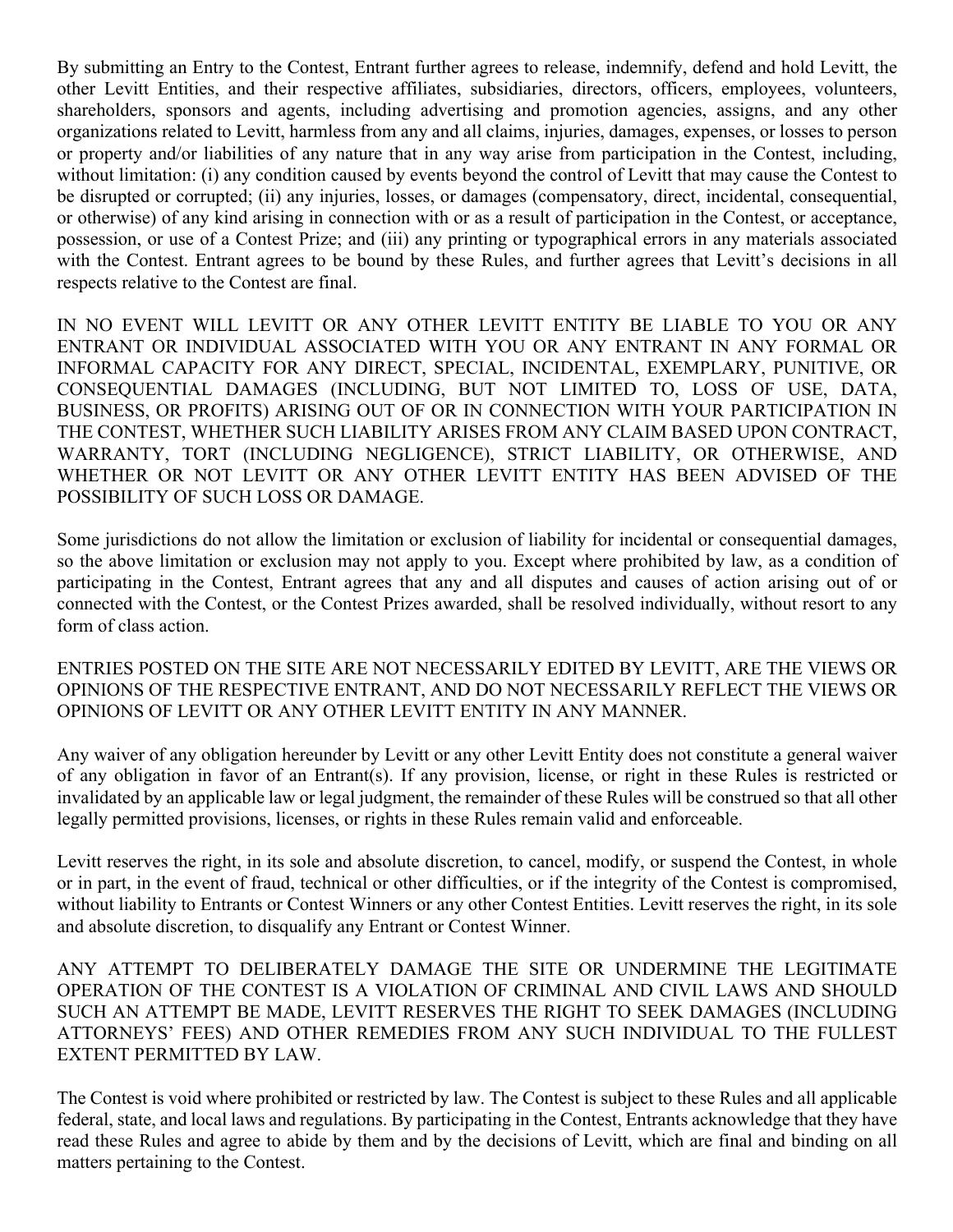By submitting an Entry to the Contest, Entrant further agrees to release, indemnify, defend and hold Levitt, the other Levitt Entities, and their respective affiliates, subsidiaries, directors, officers, employees, volunteers, shareholders, sponsors and agents, including advertising and promotion agencies, assigns, and any other organizations related to Levitt, harmless from any and all claims, injuries, damages, expenses, or losses to person or property and/or liabilities of any nature that in any way arise from participation in the Contest, including, without limitation: (i) any condition caused by events beyond the control of Levitt that may cause the Contest to be disrupted or corrupted; (ii) any injuries, losses, or damages (compensatory, direct, incidental, consequential, or otherwise) of any kind arising in connection with or as a result of participation in the Contest, or acceptance, possession, or use of a Contest Prize; and (iii) any printing or typographical errors in any materials associated with the Contest. Entrant agrees to be bound by these Rules, and further agrees that Levitt's decisions in all respects relative to the Contest are final.

IN NO EVENT WILL LEVITT OR ANY OTHER LEVITT ENTITY BE LIABLE TO YOU OR ANY ENTRANT OR INDIVIDUAL ASSOCIATED WITH YOU OR ANY ENTRANT IN ANY FORMAL OR INFORMAL CAPACITY FOR ANY DIRECT, SPECIAL, INCIDENTAL, EXEMPLARY, PUNITIVE, OR CONSEQUENTIAL DAMAGES (INCLUDING, BUT NOT LIMITED TO, LOSS OF USE, DATA, BUSINESS, OR PROFITS) ARISING OUT OF OR IN CONNECTION WITH YOUR PARTICIPATION IN THE CONTEST, WHETHER SUCH LIABILITY ARISES FROM ANY CLAIM BASED UPON CONTRACT, WARRANTY, TORT (INCLUDING NEGLIGENCE), STRICT LIABILITY, OR OTHERWISE, AND WHETHER OR NOT LEVITT OR ANY OTHER LEVITT ENTITY HAS BEEN ADVISED OF THE POSSIBILITY OF SUCH LOSS OR DAMAGE.

Some jurisdictions do not allow the limitation or exclusion of liability for incidental or consequential damages, so the above limitation or exclusion may not apply to you. Except where prohibited by law, as a condition of participating in the Contest, Entrant agrees that any and all disputes and causes of action arising out of or connected with the Contest, or the Contest Prizes awarded, shall be resolved individually, without resort to any form of class action.

ENTRIES POSTED ON THE SITE ARE NOT NECESSARILY EDITED BY LEVITT, ARE THE VIEWS OR OPINIONS OF THE RESPECTIVE ENTRANT, AND DO NOT NECESSARILY REFLECT THE VIEWS OR OPINIONS OF LEVITT OR ANY OTHER LEVITT ENTITY IN ANY MANNER.

Any waiver of any obligation hereunder by Levitt or any other Levitt Entity does not constitute a general waiver of any obligation in favor of an Entrant(s). If any provision, license, or right in these Rules is restricted or invalidated by an applicable law or legal judgment, the remainder of these Rules will be construed so that all other legally permitted provisions, licenses, or rights in these Rules remain valid and enforceable.

Levitt reserves the right, in its sole and absolute discretion, to cancel, modify, or suspend the Contest, in whole or in part, in the event of fraud, technical or other difficulties, or if the integrity of the Contest is compromised, without liability to Entrants or Contest Winners or any other Contest Entities. Levitt reserves the right, in its sole and absolute discretion, to disqualify any Entrant or Contest Winner.

ANY ATTEMPT TO DELIBERATELY DAMAGE THE SITE OR UNDERMINE THE LEGITIMATE OPERATION OF THE CONTEST IS A VIOLATION OF CRIMINAL AND CIVIL LAWS AND SHOULD SUCH AN ATTEMPT BE MADE, LEVITT RESERVES THE RIGHT TO SEEK DAMAGES (INCLUDING ATTORNEYS' FEES) AND OTHER REMEDIES FROM ANY SUCH INDIVIDUAL TO THE FULLEST EXTENT PERMITTED BY LAW.

The Contest is void where prohibited or restricted by law. The Contest is subject to these Rules and all applicable federal, state, and local laws and regulations. By participating in the Contest, Entrants acknowledge that they have read these Rules and agree to abide by them and by the decisions of Levitt, which are final and binding on all matters pertaining to the Contest.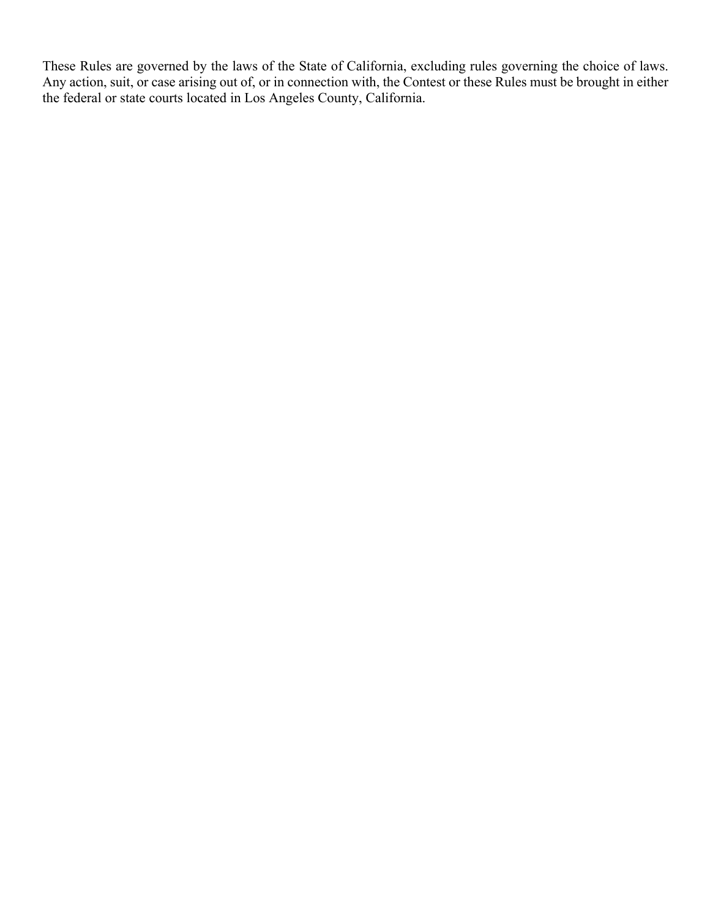These Rules are governed by the laws of the State of California, excluding rules governing the choice of laws. Any action, suit, or case arising out of, or in connection with, the Contest or these Rules must be brought in either the federal or state courts located in Los Angeles County, California.